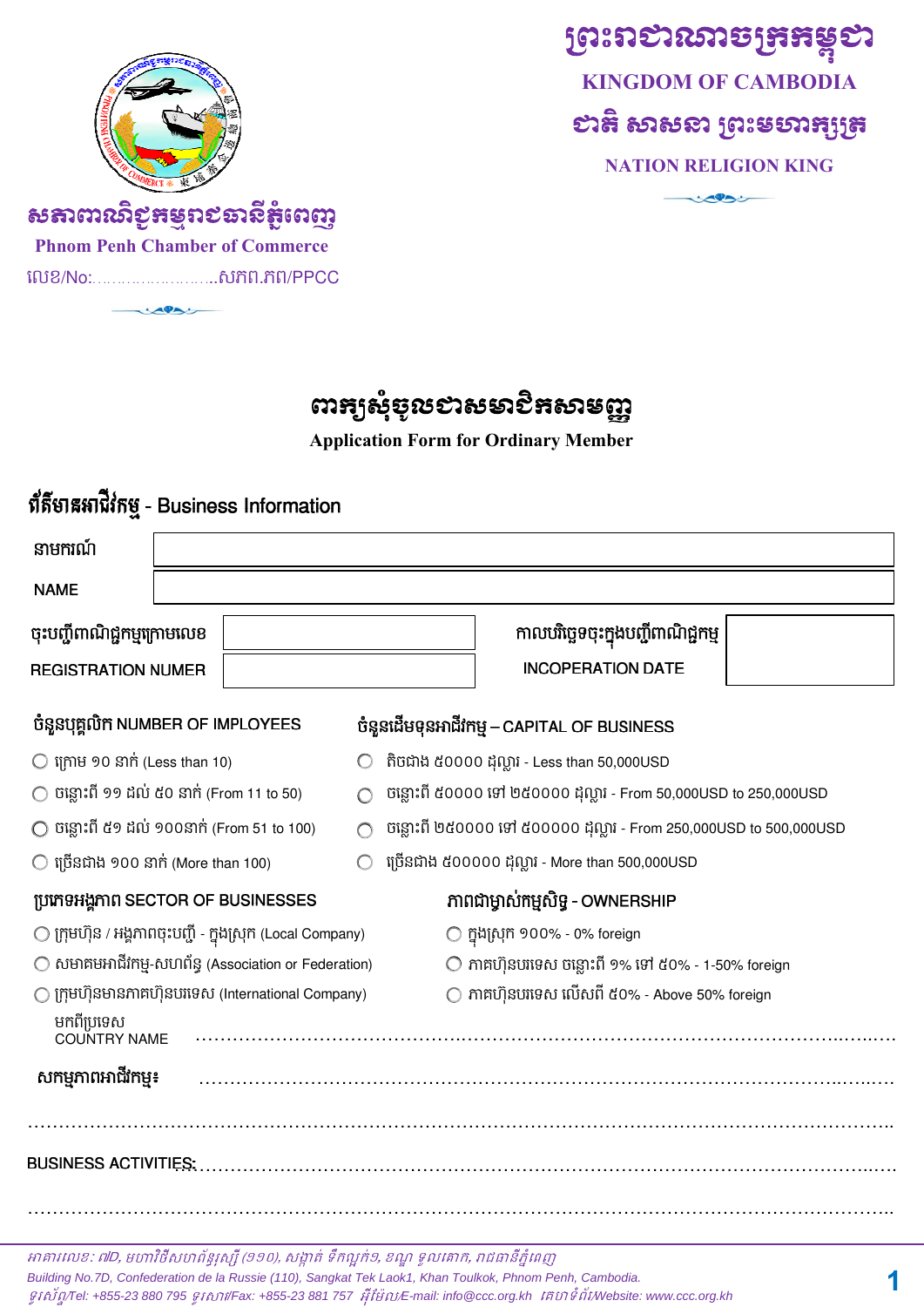ព្រះរាជាណាចក្រកម្ពុជា

KINGDOM OF CAMBODIA

ជាតិ សាសនា ព្រះមហាក្សត្រ

NATION RELIGION KING

សភាពាណិជ្ជកម្មរាជធានីភ្នំពេញ

Phnom Penh Chamber of Commerce

លេខ/No:……………………..សភព.ភព/PPCC

# ពាក្យសុំចូលជាសមាជិកសាមញ្ញ

**Application Form for Ordinary Member**

## ព័ត៌មានអាជីវកម្ម - Business Information

| នាមករណ៍ | |
|---|---|
| NAME | |

| ចុះបញ្ជីពាណិជ្ជកម្មក្រោមលេខ | | កាលបរិច្ឆេទចុះក្នុងបញ្ជីពាណិជ្ជកម្ម | |
|---|---|---|---|
| REGISTRATION NUMER | | INCOPERATION DATE | |

**ចំនួនបុគ្គលិក NUMBER OF IMPLOYEES**

- ◯ ក្រោម ១០ នាក់ (Less than 10)
- ◯ ចន្លោះពី ១១ ដល់ ៥០ នាក់ (From 11 to 50)
- ◯ ចន្លោះពី ៥១ ដល់ ១០០នាក់ (From 51 to 100)
- ◯ ច្រើនជាង ១០០ នាក់ (More than 100)

**ចំនួនដើមទុនអាជីវកម្ម – CAPITAL OF BUSINESS**

- ◯ តិចជាង ៥០០០០ ដុល្លារ - Less than 50,000USD
- ◯ ចន្លោះពី ៥០០០០ ទៅ ២៥០០០០ ដុល្លារ - From 50,000USD to 250,000USD
- ◯ ចន្លោះពី ២៥០០០០ ទៅ ៥០០០០០ ដុល្លារ - From 250,000USD to 500,000USD
- ◯ ច្រើនជាង ៥០០០០០ ដុល្លារ - More than 500,000USD

**ប្រភេទអង្គភាព SECTOR OF BUSINESSES**

- ◯ ក្រុមហ៊ុន / អង្គភាពចុះបញ្ជី - ក្នុងស្រុក (Local Company)
- ◯ សមាគមអាជីវកម្ម-សហព័ន្ធ (Association or Federation)
- ◯ ក្រុមហ៊ុនមានភាគហ៊ុនបរទេស (International Company)

**ភាពជាម្ចាស់កម្មសិទ្ធ - OWNERSHIP**

- ◯ ក្នុងស្រុក ១០០% - 0% foreign
- ◯ ភាគហ៊ុនបរទេស ចន្លោះពី ១% ទៅ ៥០% - 1-50% foreign
- ◯ ភាគហ៊ុនបរទេស លើសពី ៥០% - Above 50% foreign

មកពីប្រទេស
COUNTRY NAME ……………………………………………………………………………………………

សកម្មភាពអាជីវកម្ម៖ ……………………………………………………………………………………………

……………………………………………………………………………………………………………

BUSINESS ACTIVITIES: ……………………………………………………………………………………

……………………………………………………………………………………………………………

*អាគារលេខ: ៧D, មហាវិថីសហព័ន្ធរុស្ស៊ី (១១០), សង្កាត់ ទឹកល្អក់១, ខណ្ឌ ទួលគោក, រាជធានីភ្នំពេញ*

*Building No.7D, Confederation de la Russie (110), Sangkat Tek Laok1, Khan Toulkok, Phnom Penh, Cambodia.*

*ទូរស័ព្ទ/Tel: +855-23 880 795 ទូរសារ/Fax: +855-23 881 757 អ៊ីម៉ែល/E-mail: info@ccc.org.kh គេហទំព័រ/Website: www.ccc.org.kh*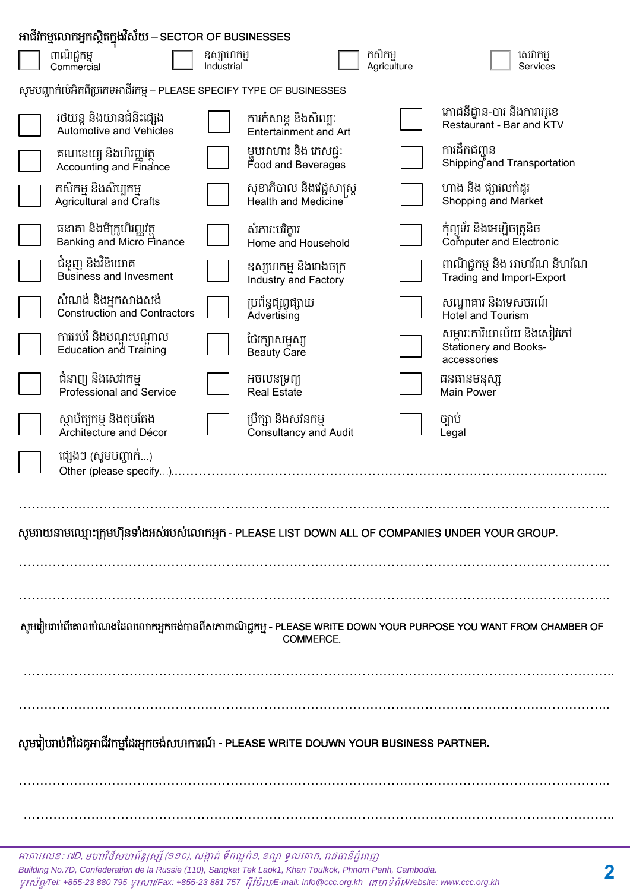**អាជីវកម្មលោកអ្នកស្ថិតក្នុងវិស័យ – SECTOR OF BUSINESSES**

| | | | |
|---|---|---|---|
| ☐ ពាណិជ្ជកម្ម Commercial | ☐ ឧស្សាហកម្ម Industrial | ☐ កសិកម្ម Agriculture | ☐ សេវាកម្ម Services |

សូមបញ្ជាក់លំអិតពីប្រភេទអាជីវកម្ម – PLEASE SPECIFY TYPE OF BUSINESSES

| | | |
|---|---|---|
| ☐ រថយន្ត និងយានជំនិះផ្សេង Automotive and Vehicles | ☐ ការកំសាន្ត និងសិល្បៈ Entertainment and Art | ☐ ភោជនីដ្ឋាន-បារ និងការាអូខេ Restaurant - Bar and KTV |
| ☐ គណនេយ្យ និងហិរញ្ញវត្ថុ Accounting and Finance | ☐ ម្ហូបអាហារ និង ភេសជ្ជៈ Food and Beverages | ☐ ការដឹកជញ្ជូន Shipping and Transportation |
| ☐ កសិកម្ម និងសិប្បកម្ម Agricultural and Crafts | ☐ សុខាភិបាល និងវេជ្ជសាស្ត្រ Health and Medicine | ☐ ហាង និង ផ្សារលក់ដូរ Shopping and Market |
| ☐ ធនាគា និងមីក្រូហិរញ្ញវត្ថុ Banking and Micro Finance | ☐ សំភារៈបរិក្ខារ Home and Household | ☐ កុំព្យូទ័រ និងអេឡិចត្រូនិច Computer and Electronic |
| ☐ ជំនួញ និងវិនិយោគ Business and Invesment | ☐ ឧស្សាហកម្ម និងរោងចក្រ Industry and Factory | ☐ ពាណិជ្ជកម្ម និង អាហរណ៍ និហរណ៍ Trading and Import-Export |
| ☐ សំណង់ និងអ្នកសាងសង់ Construction and Contractors | ☐ ប្រព័ន្ធផ្សព្វផ្សាយ Advertising | ☐ សណ្ឋាគារ និងទេសចរណ៍ Hotel and Tourism |
| ☐ ការអប់រំ និងបណ្តុះបណ្តាល Education and Training | ☐ ថែរក្សាសម្ផស្ស Beauty Care | ☐ សម្ភារៈការិយាល័យ និងសៀវភៅ Stationery and Books-accessories |
| ☐ ជំនាញ និងសេវាកម្ម Professional and Service | ☐ អចលនទ្រព្យ Real Estate | ☐ ធនធានមនុស្ស Main Power |
| ☐ ស្ថាបត្យកម្ម និងតុបតែង Architecture and Décor | ☐ ប្រឹក្សា និងសវនកម្ម Consultancy and Audit | ☐ ច្បាប់ Legal |

☐ ផ្សេងៗ (សូមបញ្ជាក់...)
Other (please specify...)………………………………………………………………………………………

………………………………………………………………………………………………………………………

**សូមរាយនាមឈ្មោះក្រុមហ៊ុនទាំងអស់របស់លោកអ្នក - PLEASE LIST DOWN ALL OF COMPANIES UNDER YOUR GROUP.**

………………………………………………………………………………………………………………………

………………………………………………………………………………………………………………………

**សូមរៀបរាប់ពីគោលបំណងដែលលោកអ្នកចង់បានពីសភាពាណិជ្ជកម្ម - PLEASE WRITE DOWN YOUR PURPOSE YOU WANT FROM CHAMBER OF COMMERCE.**

………………………………………………………………………………………………………………………

………………………………………………………………………………………………………………………

**សូមរៀបរាប់ពីដៃគូអាជីវកម្មដែលអ្នកចង់សហការណ៍ - PLEASE WRITE DOUWN YOUR BUSINESS PARTNER.**

………………………………………………………………………………………………………………………

………………………………………………………………………………………………………………………

*អាគារលេខ: ៧D, មហាវិថីសហព័ន្ធរុស្ស៊ី (១១០), សង្កាត់ ទឹកល្អក់១, ខណ្ឌ ទួលគោក, រាជធានីភ្នំពេញ*
*Building No.7D, Confederation de la Russie (110), Sangkat Tek Laok1, Khan Toulkok, Phnom Penh, Cambodia.*
*ទូរស័ព្ទ/Tel: +855-23 880 795 ទូរសារ/Fax: +855-23 881 757 អ៊ីម៉ែល/E-mail: info@ccc.org.kh គេហទំព័រ/Website: www.ccc.org.kh*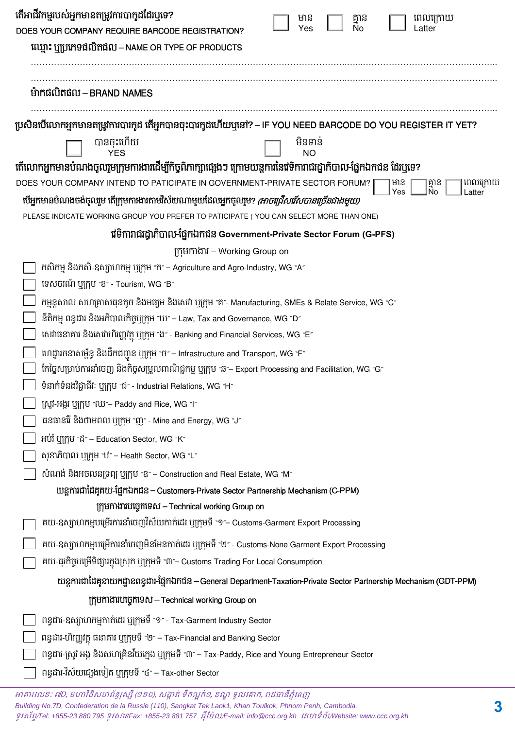តើអាជីវកម្មរបស់អ្នកមានតម្រូវការបារកូដដែរឬទេ? DOES YOUR COMPANY REQUIRE BARCODE REGISTRATION? ☐ មាន Yes ☐ គ្មាន No ☐ ពេលក្រោយ Latter

ឈ្មោះ ឬប្រភេទផលិតផល – NAME OR TYPE OF PRODUCTS

…………………………………………………………………………………………………………………………………

…………………………………………………………………………………………………………………………………

ម៉ាកផលិតផល – BRAND NAMES

…………………………………………………………………………………………………………………………………

ប្រសិនបើលោកអ្នកមានតម្រូវការបារកូដ តើអ្នកបានចុះបារកូដហើយឬនៅ? – IF YOU NEED BARCODE DO YOU REGISTER IT YET?

☐ បានចុះហើយ YES ☐ មិនទាន់ NO

តើលោកអ្នកមានបំណងចូលរួមក្រុមការងារដើម្បីពិភាក្សាផ្សេងៗ ក្រោមយន្តការវេទិការាជរដ្ឋាភិបាល-ផ្នែកឯកជន ដែរឬទេ?

DOES YOUR COMPANY INTEND TO PATICIPATE IN GOVERNMENT-PRIVATE SECTOR FORUM? ☐ មាន Yes ☐ គ្មាន No ☐ ពេលក្រោយ Latter

បើអ្នកមានបំណងចង់ចូលរួម តើក្រុមការងារតាមវិស័យណាមួយដែលអ្នកចូលរួម? *(អាចជ្រើសរើសបានច្រើនជាងមួយ)*

PLEASE INDICATE WORKING GROUP YOU PREFER TO PATICIPATE ( YOU CAN SELECT MORE THAN ONE)

## វេទិការាជរដ្ឋាភិបាល-ផ្នែកឯកជន Government-Private Sector Forum (G-PFS)

ក្រុមការងារ – Working Group on

- ☐ កសិកម្ម និងកសិ-ឧស្សាហកម្ម ឬក្រុម "ក" – Agriculture and Agro-Industry, WG "A"
- ☐ ទេសចរណ៍ ឬក្រុម "ខ" - Tourism, WG "B"
- ☐ កម្មន្តសាល សហគ្រាសធុនតូច និងមធ្យម និងសេវា ឬក្រុម "គ"- Manufacturing, SMEs & Relate Service, WG "C"
- ☐ នីតិកម្ម ពន្ធដារ និងអភិបាលកិច្ចឬក្រុម "ឃ" – Law, Tax and Governance, WG "D"
- ☐ សេវាធនាគារ និងសេវាហិរញ្ញវត្ថុ ឬក្រុម "ង" - Banking and Financial Services, WG "E"
- ☐ ហេដ្ឋារចនាសម្ព័ន្ធ និងដឹកជញ្ជូន ឬក្រុម "ច" – Infrastructure and Transport, WG "F"
- ☐ កែច្នៃសម្រាប់ការនាំចេញ និងកិច្ចសម្រួលពាណិជ្ជកម្ម ឬក្រុម "ឆ"– Export Processing and Facilitation, WG "G"
- ☐ ទំនាក់ទំនងវិជ្ជាជីវៈ ឬក្រុម "ជ" - Industrial Relations, WG "H"
- ☐ ស្រូវ-អង្ករ ឬក្រុម "ឈ"– Paddy and Rice, WG "I"
- ☐ ធនធានរ៉ែ និងថាមពល ឬក្រុម "ញ" - Mine and Energy, WG "J"
- ☐ អប់រំ ឬក្រុម "ដ" – Education Sector, WG "K"
- ☐ សុខាភិបាល ឬក្រុម "ឋ" – Health Sector, WG "L"
- ☐ សំណង់ និងអចលនទ្រព្យ ឬក្រុម "ឌ" – Construction and Real Estate, WG "M"

## យន្តការជាដៃគូគយ-ផ្នែកឯកជន – Customers-Private Sector Partnership Mechanism (C-PPM)

ក្រុមការងារបច្ចេកទេស – Technical working Group on

- ☐ គយ-ឧស្សាហកម្មបម្រើការនាំចេញវិស័យកាត់ដេរ ឬក្រុមទី "១"– Customs-Garment Export Processing
- ☐ គយ-ឧស្សាហកម្មបម្រើការនាំចេញមិនមែនកាត់ដេរ ឬក្រុមទី "២" - Customs-None Garment Export Processing
- ☐ គយ-ធុរកិច្ចបម្រើទីផ្សារក្នុងស្រុក ឬក្រុមទី "៣"– Customs Trading For Local Consumption

## យន្តការជាដៃគូនាយកដ្ឋានពន្ធដារ-ផ្នែកឯកជន – General Department-Taxation-Private Sector Partnership Mechanism (GDT-PPM)

ក្រុមការងារបច្ចេកទេស – Technical working Group on

- ☐ ពន្ធដារ-ឧស្សាហកម្មកាត់ដេរ ឬក្រុមទី "១" - Tax-Garment Industry Sector
- ☐ ពន្ធដារ-ហិរញ្ញវត្ថុ ធនាគារ ឬក្រុមទី "២" – Tax-Financial and Banking Sector
- ☐ ពន្ធដារ-ស្រូវ អង្ករ និងសហគ្រិនវ័យក្មេង ឬក្រុមទី "៣" – Tax-Paddy, Rice and Young Entrepreneur Sector
- ☐ ពន្ធដារ-វិស័យផ្សេងទៀត ឬក្រុមទី "៤" – Tax-other Sector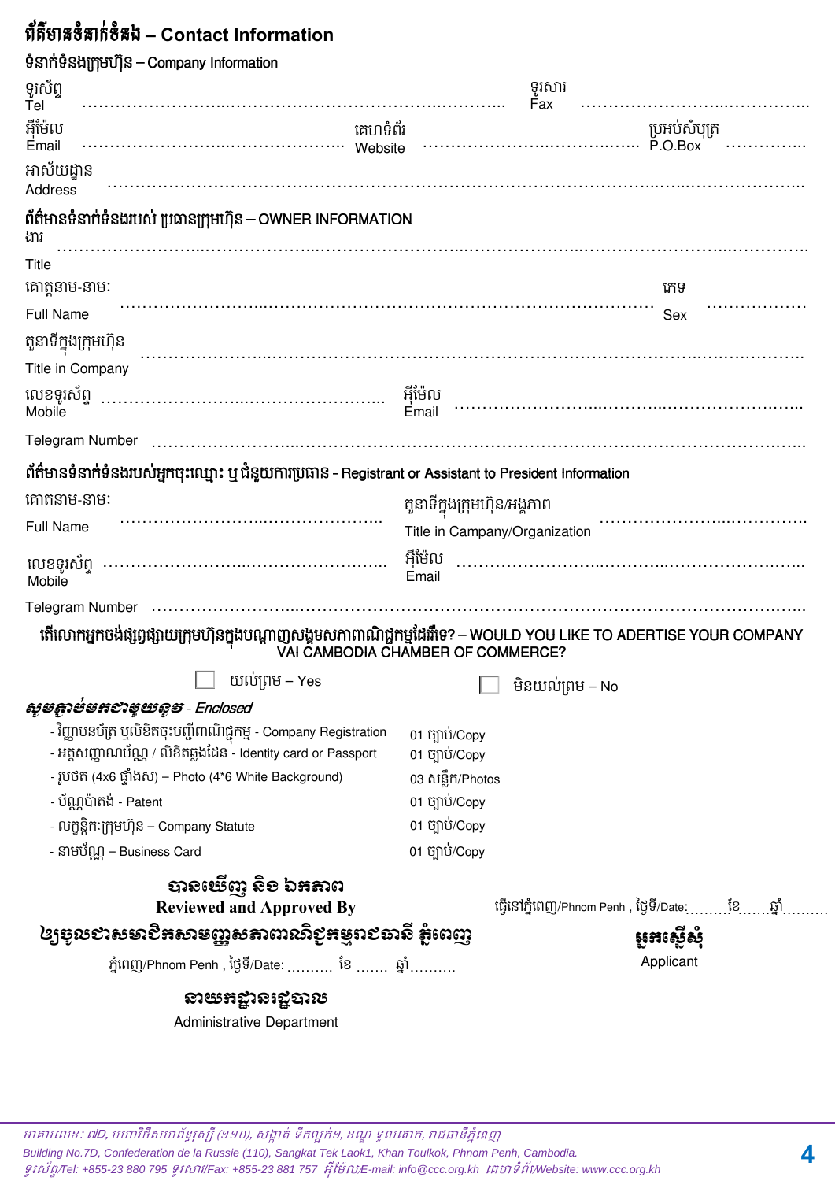# ព័ត៌មានទំនាក់ទំនង – Contact Information

## ទំនាក់ទំនងក្រុមហ៊ុន – Company Information

ទូរស័ព្ទ Tel …………………………………………………………………… ទូរសារ Fax ……………………………………………

អ៊ីម៉ែល Email …………………………………………… គេហទំព័រ Website …………………………………… ប្រអប់សំបុត្រ P.O.Box ……………

អាសយដ្ឋាន Address ………………………………………………………………………………………………………………

## ព័ត៌មានទំនាក់ទំនងរបស់ ប្រធានក្រុមហ៊ុន – OWNER INFORMATION

ងារ Title ………………………………………………………………………………………………………………………

គោត្តនាម-នាម: Full Name ………………………………………………………………………… ភេទ Sex ………………

តួនាទីក្នុងក្រុមហ៊ុន Title in Company ………………………………………………………………………………………

លេខទូរស័ព្ទ Mobile …………………………………………… អ៊ីម៉ែល Email ……………………………………………………

Telegram Number ………………………………………………………………………………………………………………

## ព័ត៌មានទំនាក់ទំនងរបស់អ្នកចុះឈ្មោះ ឬជំនួយការប្រធាន - Registrant or Assistant to President Information

គោតនាម-នាម: Full Name …………………………………………… តួនាទីក្នុងក្រុមហ៊ុន/អង្គភាព Title in Campany/Organization ………………………………

លេខទូរស័ព្ទ Mobile …………………………………………… អ៊ីម៉ែល Email ……………………………………………………

Telegram Number ………………………………………………………………………………………………………………

**តើលោកអ្នកចង់ផ្សព្វផ្សាយក្រុមហ៊ុនក្នុងបណ្តាញសង្គមសភាពាណិជ្ជកម្មដែរឬទេ? – WOULD YOU LIKE TO ADERTISE YOUR COMPANY VAI CAMBODIA CHAMBER OF COMMERCE?**

☐ យល់ព្រម – Yes ☐ មិនយល់ព្រម – No

***សូមភ្ជាប់មកជាមួយនូវ - Enclosed***

- វិញ្ញាបនប័ត្រ ឬលិខិតចុះបញ្ជីពាណិជ្ជកម្ម - Company Registration — 01 ច្បាប់/Copy
- អត្តសញ្ញាណប័ណ្ណ / លិខិតឆ្លងដែន - Identity card or Passport — 01 ច្បាប់/Copy
- រូបថត (4x6 ផ្ទៃសស) – Photo (4*6 White Background) — 03 សន្លឹក/Photos
- ប័ណ្ណប៉ាតង់ - Patent — 01 ច្បាប់/Copy
- លក្ខន្តិកៈក្រុមហ៊ុន – Company Statute — 01 ច្បាប់/Copy
- នាមប័ណ្ណ – Business Card — 01 ច្បាប់/Copy

**បានឃើញ និង ឯកភាព**
**Reviewed and Approved By**
**ឲ្យចូលជាសមាជិកសាមញ្ញសភាពាណិជ្ជកម្មរាជធានី ភ្នំពេញ**

ភ្នំពេញ/Phnom Penh , ថ្ងៃទី/Date: ………. ខែ ……. ឆ្នាំ……….

**នាយកដ្ឋានរដ្ឋបាល**
Administrative Department

ធ្វើនៅភ្នំពេញ/Phnom Penh , ថ្ងៃទី/Date:………ខែ……ឆ្នាំ………

**អ្នកស្នើសុំ**
Applicant

*អាគារលេខ: ៧D, មហាវិថីសហព័ន្ធរុស្ស៊ី (១១០), សង្កាត់ ទឹកល្អក់១, ខណ្ឌ ទួលគោក, រាជធានីភ្នំពេញ*
*Building No.7D, Confederation de la Russie (110), Sangkat Tek Laok1, Khan Toulkok, Phnom Penh, Cambodia.*
*ទូរស័ព្ទ/Tel: +855-23 880 795 ទូរសារ/Fax: +855-23 881 757 អ៊ីម៉ែល/E-mail: info@ccc.org.kh គេហទំព័រ/Website: www.ccc.org.kh*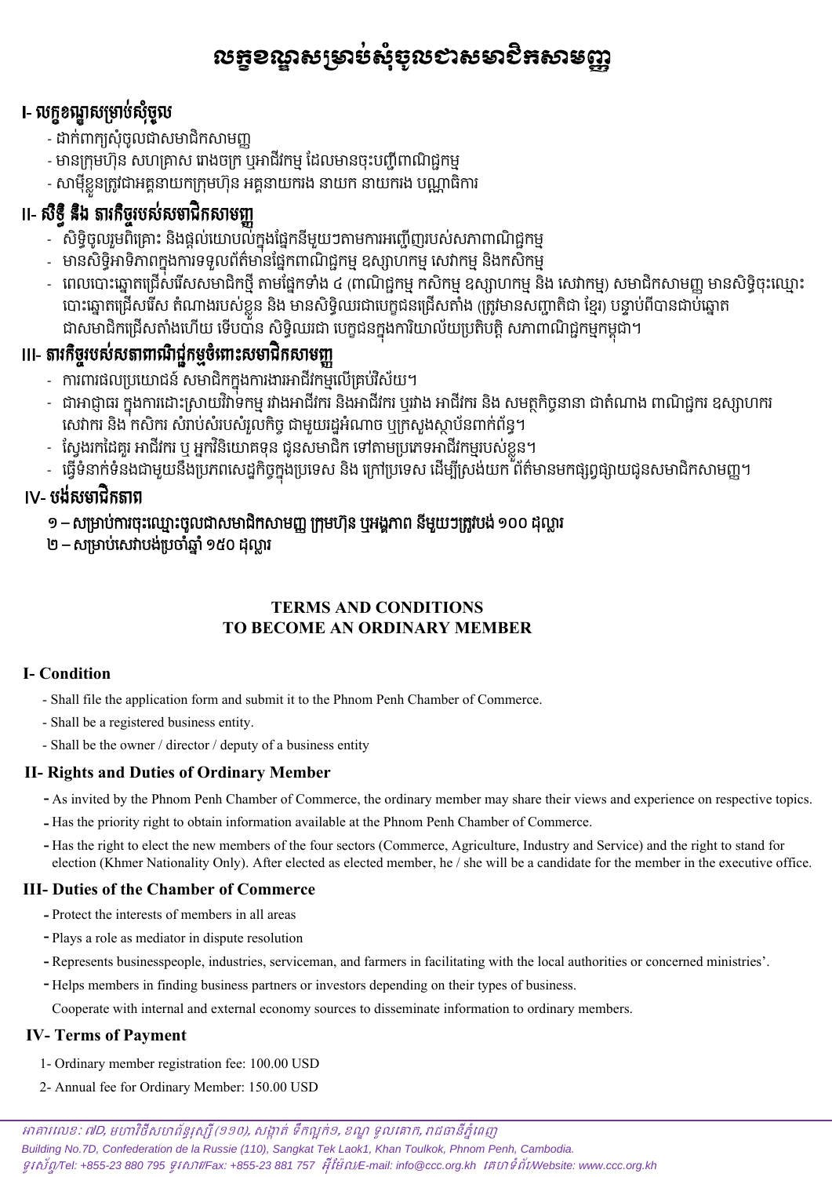# លក្ខខណ្ឌសម្រាប់សុំចូលជាសមាជិកសាមញ្ញ

## I- លក្ខខណ្ឌសម្រាប់សុំចូល

- ដាក់ពាក្យសុំចូលជាសមាជិកសាមញ្ញ
- មានក្រុមហ៊ុន សហគ្រាស រោងចក្រ ឬអាជីវកម្ម ដែលមានចុះបញ្ជីពាណិជ្ជកម្ម
- សាមីខ្លួនត្រូវជាអគ្គនាយកក្រុមហ៊ុន អគ្គនាយករង នាយក នាយករង បណ្ណាធិការ

## II- សិទ្ធិ និង ភារកិច្ចរបស់សមាជិកសាមញ្ញ

- សិទ្ធិចូលរួមពិគ្រោះ និងផ្តល់យោបល់ក្នុងផ្នែកនីមួយៗតាមការអញ្ជើញរបស់សភាពាណិជ្ជកម្ម
- មានសិទ្ធិអាទិភាពក្នុងការទទួលព័ត៌មានផ្នែកពាណិជ្ជកម្ម ឧស្សាហកម្ម សេវាកម្ម និងកសិកម្ម
- ពេលបោះឆ្នោតជ្រើសរើសសមាជិកថ្មី តាមផ្នែកទាំង ៤ (ពាណិជ្ជកម្ម កសិកម្ម ឧស្សាហកម្ម និង សេវាកម្ម) សមាជិកសាមញ្ញ មានសិទ្ធិចុះឈ្មោះបោះឆ្នោតជ្រើសរើស តំណាងរបស់ខ្លួន និង មានសិទ្ធិឈរជាបេក្ខជនជ្រើសតាំង (ត្រូវមានសញ្ជាតិជា ខ្មែរ) បន្ទាប់ពីបានជាប់ឆ្នោតជាសមាជិកជ្រើសតាំងហើយ ទើបបាន សិទ្ធិឈរជា បេក្ខជនក្នុងការិយាល័យប្រតិបត្តិ សភាពាណិជ្ជកម្មកម្ពុជា។

## III- ភារកិច្ចរបស់សភាពាណិជ្ជកម្មចំពោះសមាជិកសាមញ្ញ

- ការពារផលប្រយោជន៍ សមាជិកក្នុងការងារអាជីវកម្មលើគ្រប់វិស័យ។
- ជាអាជ្ញាធរ ក្នុងការដោះស្រាយវិវាទកម្ម រវាងអាជីវករ និងអាជីវករ ឬរវាង អាជីវករ និង សមត្ថកិច្ចនានា ជាតំណាង ពាណិជ្ជករ ឧស្សាហករ សេវាករ និង កសិករ សំរាប់សំរបសំរួលកិច្ច ជាមួយរដ្ឋអំណាច ឬក្រសួងស្ថាប័នពាក់ព័ន្ធ។
- ស្វែងរកដៃគូរ អាជីវករ ឬ អ្នកវិនិយោគទុន ជូនសមាជិក ទៅតាមប្រភេទអាជីវកម្មរបស់ខ្លួន។
- ធ្វើទំនាក់ទំនងជាមួយនឹងប្រភពសេដ្ឋកិច្ចក្នុងប្រទេស និង ក្រៅប្រទេស ដើម្បីស្រង់យក ព័ត៌មានមកផ្សព្វផ្សាយជូនសមាជិកសាមញ្ញ។

## IV- បង់សមាជិកភាព

**១ – សម្រាប់ការចុះឈ្មោះចូលជាសមាជិកសាមញ្ញ ក្រុមហ៊ុន ឬអង្គភាព នីមួយៗត្រូវបង់ ១០០ ដុល្លារ**

**២ – សម្រាប់សេវាបង់ប្រចាំឆ្នាំ ១៥០ ដុល្លារ**

## TERMS AND CONDITIONS
## TO BECOME AN ORDINARY MEMBER

### I- Condition

- Shall file the application form and submit it to the Phnom Penh Chamber of Commerce.
- Shall be a registered business entity.
- Shall be the owner / director / deputy of a business entity

### II- Rights and Duties of Ordinary Member

- As invited by the Phnom Penh Chamber of Commerce, the ordinary member may share their views and experience on respective topics.
- Has the priority right to obtain information available at the Phnom Penh Chamber of Commerce.
- Has the right to elect the new members of the four sectors (Commerce, Agriculture, Industry and Service) and the right to stand for election (Khmer Nationality Only). After elected as elected member, he / she will be a candidate for the member in the executive office.

### III- Duties of the Chamber of Commerce

- Protect the interests of members in all areas
- Plays a role as mediator in dispute resolution
- Represents businesspeople, industries, serviceman, and farmers in facilitating with the local authorities or concerned ministries'.
- Helps members in finding business partners or investors depending on their types of business.

  Cooperate with internal and external economy sources to disseminate information to ordinary members.

### IV- Terms of Payment

1- Ordinary member registration fee: 100.00 USD

2- Annual fee for Ordinary Member: 150.00 USD

*អាគារលេខ: ៧D, មហាវិថីសហព័ន្ធរុស្ស៊ី (១១០), សង្កាត់ ទឹកល្អក់១, ខណ្ឌ ទួលគោក, រាជធានីភ្នំពេញ*
*Building No.7D, Confederation de la Russie (110), Sangkat Tek Laok1, Khan Toulkok, Phnom Penh, Cambodia.*
*ទូរស័ព្ទ/Tel: +855-23 880 795 ទូរសារ/Fax: +855-23 881 757 អ៊ីម៉ែល/E-mail: info@ccc.org.kh គេហទំព័រ/Website: www.ccc.org.kh*